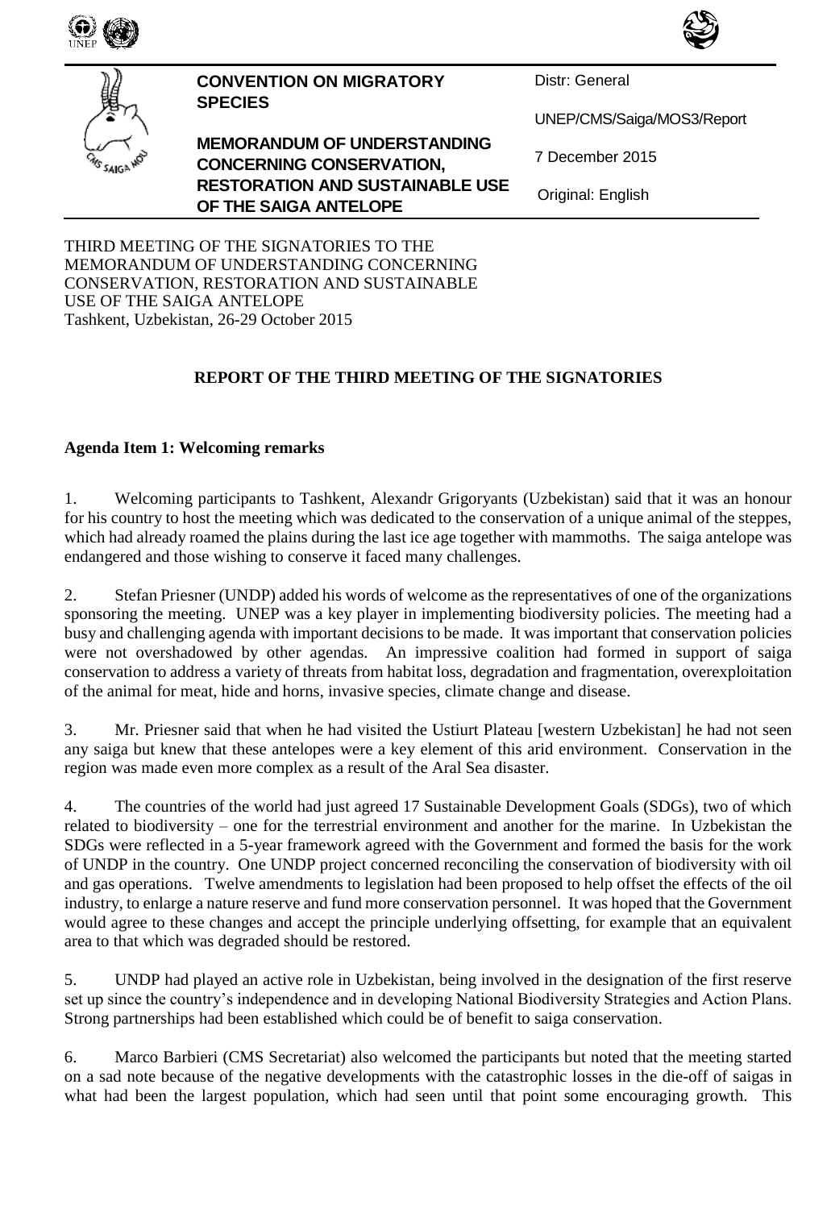**CONVENTION ON MIGRATORY SPECIES**

**MEMORANDUM OF UNDERSTANDING CONCERNING CONSERVATION, RESTORATION AND SUSTAINABLE USE OF THE SAIGA ANTELOPE**

Distr: General

UNEP/CMS/Saiga/MOS3/Report

7 December 2015

Original: English

THIRD MEETING OF THE SIGNATORIES TO THE MEMORANDUM OF UNDERSTANDING CONCERNING CONSERVATION, RESTORATION AND SUSTAINABLE USE OF THE SAIGA ANTELOPE
Tashkent, Uzbekistan, 26-29 October 2015

**REPORT OF THE THIRD MEETING OF THE SIGNATORIES**

**Agenda Item 1: Welcoming remarks**

1. Welcoming participants to Tashkent, Alexandr Grigoryants (Uzbekistan) said that it was an honour for his country to host the meeting which was dedicated to the conservation of a unique animal of the steppes, which had already roamed the plains during the last ice age together with mammoths. The saiga antelope was endangered and those wishing to conserve it faced many challenges.

2. Stefan Priesner (UNDP) added his words of welcome as the representatives of one of the organizations sponsoring the meeting. UNEP was a key player in implementing biodiversity policies. The meeting had a busy and challenging agenda with important decisions to be made. It was important that conservation policies were not overshadowed by other agendas. An impressive coalition had formed in support of saiga conservation to address a variety of threats from habitat loss, degradation and fragmentation, overexploitation of the animal for meat, hide and horns, invasive species, climate change and disease.

3. Mr. Priesner said that when he had visited the Ustiurt Plateau [western Uzbekistan] he had not seen any saiga but knew that these antelopes were a key element of this arid environment. Conservation in the region was made even more complex as a result of the Aral Sea disaster.

4. The countries of the world had just agreed 17 Sustainable Development Goals (SDGs), two of which related to biodiversity – one for the terrestrial environment and another for the marine. In Uzbekistan the SDGs were reflected in a 5-year framework agreed with the Government and formed the basis for the work of UNDP in the country. One UNDP project concerned reconciling the conservation of biodiversity with oil and gas operations. Twelve amendments to legislation had been proposed to help offset the effects of the oil industry, to enlarge a nature reserve and fund more conservation personnel. It was hoped that the Government would agree to these changes and accept the principle underlying offsetting, for example that an equivalent area to that which was degraded should be restored.

5. UNDP had played an active role in Uzbekistan, being involved in the designation of the first reserve set up since the country's independence and in developing National Biodiversity Strategies and Action Plans. Strong partnerships had been established which could be of benefit to saiga conservation.

6. Marco Barbieri (CMS Secretariat) also welcomed the participants but noted that the meeting started on a sad note because of the negative developments with the catastrophic losses in the die-off of saigas in what had been the largest population, which had seen until that point some encouraging growth. This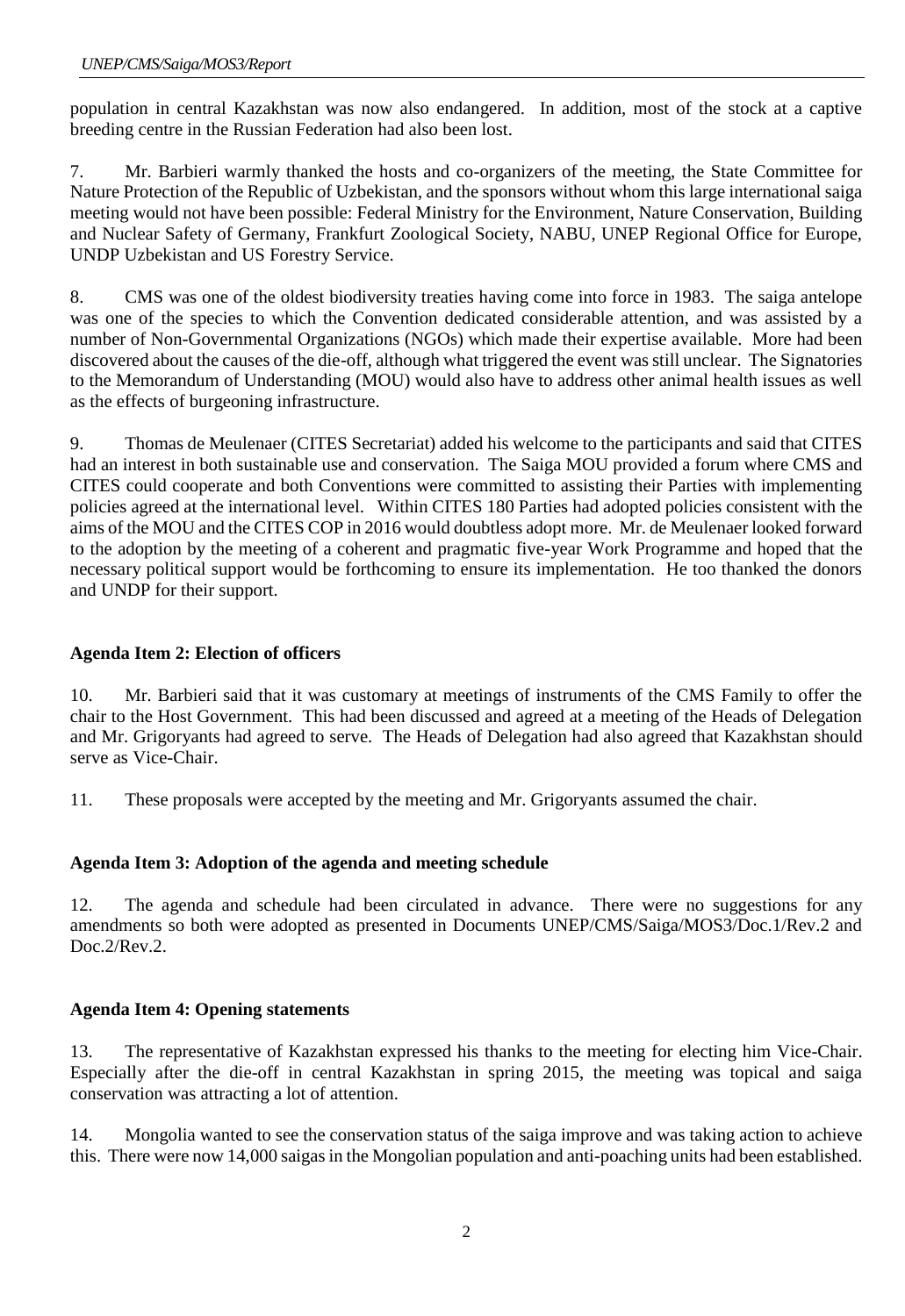population in central Kazakhstan was now also endangered. In addition, most of the stock at a captive breeding centre in the Russian Federation had also been lost.

7. Mr. Barbieri warmly thanked the hosts and co-organizers of the meeting, the State Committee for Nature Protection of the Republic of Uzbekistan, and the sponsors without whom this large international saiga meeting would not have been possible: Federal Ministry for the Environment, Nature Conservation, Building and Nuclear Safety of Germany, Frankfurt Zoological Society, NABU, UNEP Regional Office for Europe, UNDP Uzbekistan and US Forestry Service.

8. CMS was one of the oldest biodiversity treaties having come into force in 1983. The saiga antelope was one of the species to which the Convention dedicated considerable attention, and was assisted by a number of Non-Governmental Organizations (NGOs) which made their expertise available. More had been discovered about the causes of the die-off, although what triggered the event was still unclear. The Signatories to the Memorandum of Understanding (MOU) would also have to address other animal health issues as well as the effects of burgeoning infrastructure.

9. Thomas de Meulenaer (CITES Secretariat) added his welcome to the participants and said that CITES had an interest in both sustainable use and conservation. The Saiga MOU provided a forum where CMS and CITES could cooperate and both Conventions were committed to assisting their Parties with implementing policies agreed at the international level. Within CITES 180 Parties had adopted policies consistent with the aims of the MOU and the CITES COP in 2016 would doubtless adopt more. Mr. de Meulenaer looked forward to the adoption by the meeting of a coherent and pragmatic five-year Work Programme and hoped that the necessary political support would be forthcoming to ensure its implementation. He too thanked the donors and UNDP for their support.

**Agenda Item 2: Election of officers**

10. Mr. Barbieri said that it was customary at meetings of instruments of the CMS Family to offer the chair to the Host Government. This had been discussed and agreed at a meeting of the Heads of Delegation and Mr. Grigoryants had agreed to serve. The Heads of Delegation had also agreed that Kazakhstan should serve as Vice-Chair.

11. These proposals were accepted by the meeting and Mr. Grigoryants assumed the chair.

**Agenda Item 3: Adoption of the agenda and meeting schedule**

12. The agenda and schedule had been circulated in advance. There were no suggestions for any amendments so both were adopted as presented in Documents UNEP/CMS/Saiga/MOS3/Doc.1/Rev.2 and Doc.2/Rev.2.

**Agenda Item 4: Opening statements**

13. The representative of Kazakhstan expressed his thanks to the meeting for electing him Vice-Chair. Especially after the die-off in central Kazakhstan in spring 2015, the meeting was topical and saiga conservation was attracting a lot of attention.

14. Mongolia wanted to see the conservation status of the saiga improve and was taking action to achieve this. There were now 14,000 saigas in the Mongolian population and anti-poaching units had been established.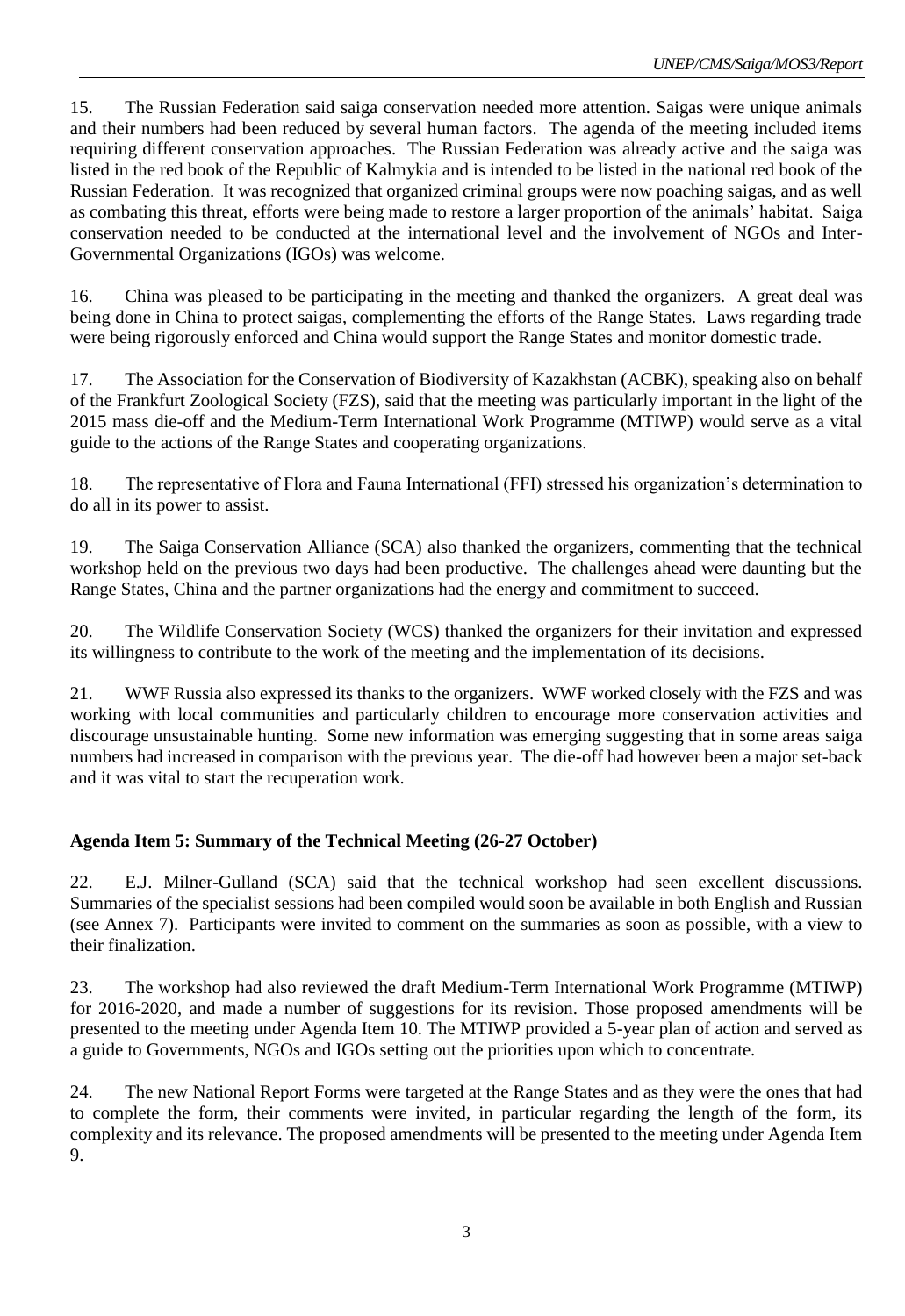15. The Russian Federation said saiga conservation needed more attention. Saigas were unique animals and their numbers had been reduced by several human factors. The agenda of the meeting included items requiring different conservation approaches. The Russian Federation was already active and the saiga was listed in the red book of the Republic of Kalmykia and is intended to be listed in the national red book of the Russian Federation. It was recognized that organized criminal groups were now poaching saigas, and as well as combating this threat, efforts were being made to restore a larger proportion of the animals' habitat. Saiga conservation needed to be conducted at the international level and the involvement of NGOs and Inter-Governmental Organizations (IGOs) was welcome.

16. China was pleased to be participating in the meeting and thanked the organizers. A great deal was being done in China to protect saigas, complementing the efforts of the Range States. Laws regarding trade were being rigorously enforced and China would support the Range States and monitor domestic trade.

17. The Association for the Conservation of Biodiversity of Kazakhstan (ACBK), speaking also on behalf of the Frankfurt Zoological Society (FZS), said that the meeting was particularly important in the light of the 2015 mass die-off and the Medium-Term International Work Programme (MTIWP) would serve as a vital guide to the actions of the Range States and cooperating organizations.

18. The representative of Flora and Fauna International (FFI) stressed his organization's determination to do all in its power to assist.

19. The Saiga Conservation Alliance (SCA) also thanked the organizers, commenting that the technical workshop held on the previous two days had been productive. The challenges ahead were daunting but the Range States, China and the partner organizations had the energy and commitment to succeed.

20. The Wildlife Conservation Society (WCS) thanked the organizers for their invitation and expressed its willingness to contribute to the work of the meeting and the implementation of its decisions.

21. WWF Russia also expressed its thanks to the organizers. WWF worked closely with the FZS and was working with local communities and particularly children to encourage more conservation activities and discourage unsustainable hunting. Some new information was emerging suggesting that in some areas saiga numbers had increased in comparison with the previous year. The die-off had however been a major set-back and it was vital to start the recuperation work.

**Agenda Item 5: Summary of the Technical Meeting (26-27 October)**

22. E.J. Milner-Gulland (SCA) said that the technical workshop had seen excellent discussions. Summaries of the specialist sessions had been compiled would soon be available in both English and Russian (see Annex 7). Participants were invited to comment on the summaries as soon as possible, with a view to their finalization.

23. The workshop had also reviewed the draft Medium-Term International Work Programme (MTIWP) for 2016-2020, and made a number of suggestions for its revision. Those proposed amendments will be presented to the meeting under Agenda Item 10. The MTIWP provided a 5-year plan of action and served as a guide to Governments, NGOs and IGOs setting out the priorities upon which to concentrate.

24. The new National Report Forms were targeted at the Range States and as they were the ones that had to complete the form, their comments were invited, in particular regarding the length of the form, its complexity and its relevance. The proposed amendments will be presented to the meeting under Agenda Item 9.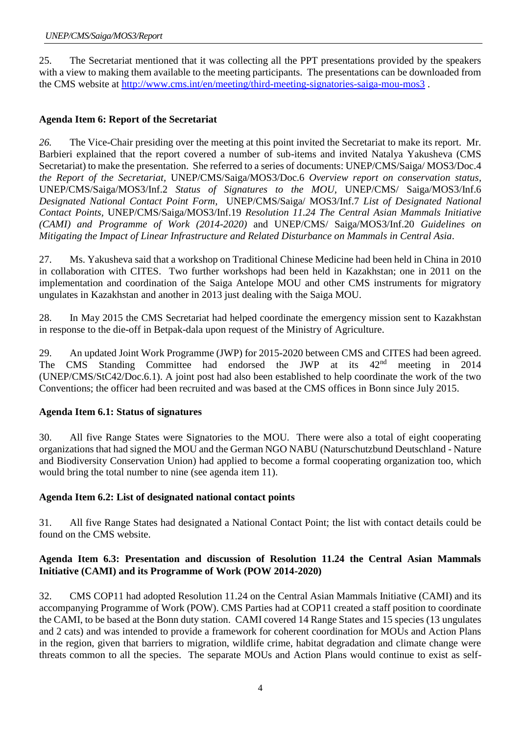25. The Secretariat mentioned that it was collecting all the PPT presentations provided by the speakers with a view to making them available to the meeting participants. The presentations can be downloaded from the CMS website at http://www.cms.int/en/meeting/third-meeting-signatories-saiga-mou-mos3 .

**Agenda Item 6: Report of the Secretariat**

*26.* The Vice-Chair presiding over the meeting at this point invited the Secretariat to make its report. Mr. Barbieri explained that the report covered a number of sub-items and invited Natalya Yakusheva (CMS Secretariat) to make the presentation. She referred to a series of documents: UNEP/CMS/Saiga/ MOS3/Doc.4 *the Report of the Secretariat*, UNEP/CMS/Saiga/MOS3/Doc.6 *Overview report on conservation status*, UNEP/CMS/Saiga/MOS3/Inf.2 *Status of Signatures to the MOU*, UNEP/CMS/ Saiga/MOS3/Inf.6 *Designated National Contact Point Form*, UNEP/CMS/Saiga/ MOS3/Inf.7 *List of Designated National Contact Points*, UNEP/CMS/Saiga/MOS3/Inf.19 *Resolution 11.24 The Central Asian Mammals Initiative (CAMI) and Programme of Work (2014-2020)* and UNEP/CMS/ Saiga/MOS3/Inf.20 *Guidelines on Mitigating the Impact of Linear Infrastructure and Related Disturbance on Mammals in Central Asia*.

27. Ms. Yakusheva said that a workshop on Traditional Chinese Medicine had been held in China in 2010 in collaboration with CITES. Two further workshops had been held in Kazakhstan; one in 2011 on the implementation and coordination of the Saiga Antelope MOU and other CMS instruments for migratory ungulates in Kazakhstan and another in 2013 just dealing with the Saiga MOU.

28. In May 2015 the CMS Secretariat had helped coordinate the emergency mission sent to Kazakhstan in response to the die-off in Betpak-dala upon request of the Ministry of Agriculture.

29. An updated Joint Work Programme (JWP) for 2015-2020 between CMS and CITES had been agreed. The CMS Standing Committee had endorsed the JWP at its 42nd meeting in 2014 (UNEP/CMS/StC42/Doc.6.1). A joint post had also been established to help coordinate the work of the two Conventions; the officer had been recruited and was based at the CMS offices in Bonn since July 2015.

**Agenda Item 6.1: Status of signatures**

30. All five Range States were Signatories to the MOU. There were also a total of eight cooperating organizations that had signed the MOU and the German NGO NABU (Naturschutzbund Deutschland - Nature and Biodiversity Conservation Union) had applied to become a formal cooperating organization too, which would bring the total number to nine (see agenda item 11).

**Agenda Item 6.2: List of designated national contact points**

31. All five Range States had designated a National Contact Point; the list with contact details could be found on the CMS website.

**Agenda Item 6.3: Presentation and discussion of Resolution 11.24 the Central Asian Mammals Initiative (CAMI) and its Programme of Work (POW 2014-2020)**

32. CMS COP11 had adopted Resolution 11.24 on the Central Asian Mammals Initiative (CAMI) and its accompanying Programme of Work (POW). CMS Parties had at COP11 created a staff position to coordinate the CAMI, to be based at the Bonn duty station. CAMI covered 14 Range States and 15 species (13 ungulates and 2 cats) and was intended to provide a framework for coherent coordination for MOUs and Action Plans in the region, given that barriers to migration, wildlife crime, habitat degradation and climate change were threats common to all the species. The separate MOUs and Action Plans would continue to exist as self-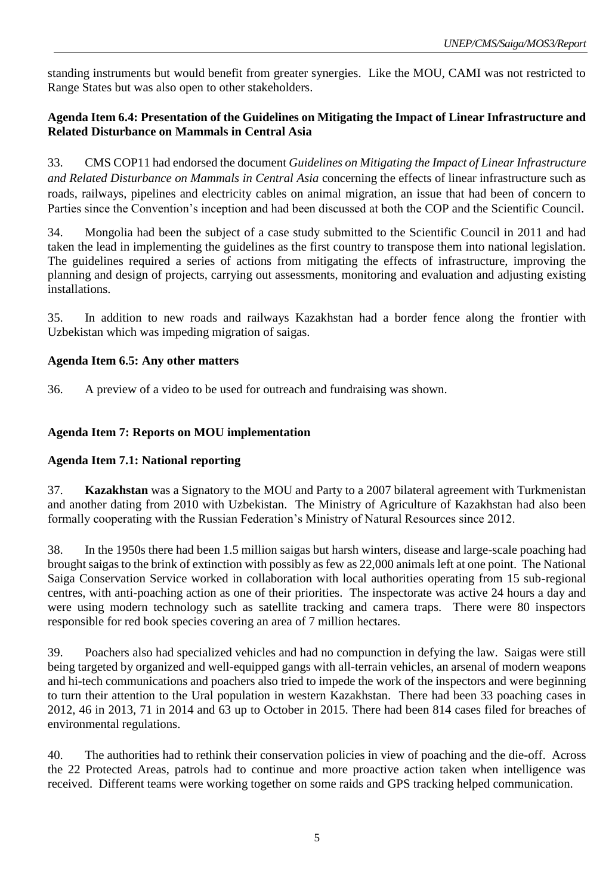standing instruments but would benefit from greater synergies. Like the MOU, CAMI was not restricted to Range States but was also open to other stakeholders.

**Agenda Item 6.4: Presentation of the Guidelines on Mitigating the Impact of Linear Infrastructure and Related Disturbance on Mammals in Central Asia**

33. CMS COP11 had endorsed the document *Guidelines on Mitigating the Impact of Linear Infrastructure and Related Disturbance on Mammals in Central Asia* concerning the effects of linear infrastructure such as roads, railways, pipelines and electricity cables on animal migration, an issue that had been of concern to Parties since the Convention's inception and had been discussed at both the COP and the Scientific Council.

34. Mongolia had been the subject of a case study submitted to the Scientific Council in 2011 and had taken the lead in implementing the guidelines as the first country to transpose them into national legislation. The guidelines required a series of actions from mitigating the effects of infrastructure, improving the planning and design of projects, carrying out assessments, monitoring and evaluation and adjusting existing installations.

35. In addition to new roads and railways Kazakhstan had a border fence along the frontier with Uzbekistan which was impeding migration of saigas.

**Agenda Item 6.5: Any other matters**

36. A preview of a video to be used for outreach and fundraising was shown.

**Agenda Item 7: Reports on MOU implementation**

**Agenda Item 7.1: National reporting**

37. **Kazakhstan** was a Signatory to the MOU and Party to a 2007 bilateral agreement with Turkmenistan and another dating from 2010 with Uzbekistan. The Ministry of Agriculture of Kazakhstan had also been formally cooperating with the Russian Federation's Ministry of Natural Resources since 2012.

38. In the 1950s there had been 1.5 million saigas but harsh winters, disease and large-scale poaching had brought saigas to the brink of extinction with possibly as few as 22,000 animals left at one point. The National Saiga Conservation Service worked in collaboration with local authorities operating from 15 sub-regional centres, with anti-poaching action as one of their priorities. The inspectorate was active 24 hours a day and were using modern technology such as satellite tracking and camera traps. There were 80 inspectors responsible for red book species covering an area of 7 million hectares.

39. Poachers also had specialized vehicles and had no compunction in defying the law. Saigas were still being targeted by organized and well-equipped gangs with all-terrain vehicles, an arsenal of modern weapons and hi-tech communications and poachers also tried to impede the work of the inspectors and were beginning to turn their attention to the Ural population in western Kazakhstan. There had been 33 poaching cases in 2012, 46 in 2013, 71 in 2014 and 63 up to October in 2015. There had been 814 cases filed for breaches of environmental regulations.

40. The authorities had to rethink their conservation policies in view of poaching and the die-off. Across the 22 Protected Areas, patrols had to continue and more proactive action taken when intelligence was received. Different teams were working together on some raids and GPS tracking helped communication.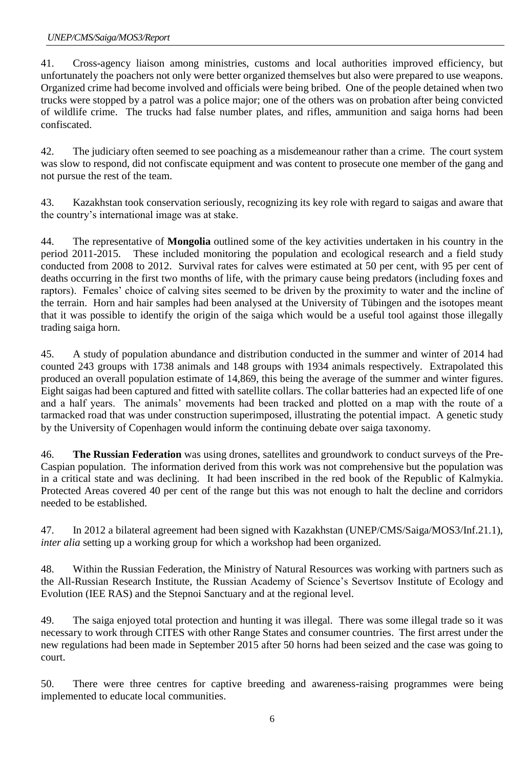41. Cross-agency liaison among ministries, customs and local authorities improved efficiency, but unfortunately the poachers not only were better organized themselves but also were prepared to use weapons. Organized crime had become involved and officials were being bribed. One of the people detained when two trucks were stopped by a patrol was a police major; one of the others was on probation after being convicted of wildlife crime. The trucks had false number plates, and rifles, ammunition and saiga horns had been confiscated.

42. The judiciary often seemed to see poaching as a misdemeanour rather than a crime. The court system was slow to respond, did not confiscate equipment and was content to prosecute one member of the gang and not pursue the rest of the team.

43. Kazakhstan took conservation seriously, recognizing its key role with regard to saigas and aware that the country's international image was at stake.

44. The representative of **Mongolia** outlined some of the key activities undertaken in his country in the period 2011-2015. These included monitoring the population and ecological research and a field study conducted from 2008 to 2012. Survival rates for calves were estimated at 50 per cent, with 95 per cent of deaths occurring in the first two months of life, with the primary cause being predators (including foxes and raptors). Females' choice of calving sites seemed to be driven by the proximity to water and the incline of the terrain. Horn and hair samples had been analysed at the University of Tübingen and the isotopes meant that it was possible to identify the origin of the saiga which would be a useful tool against those illegally trading saiga horn.

45. A study of population abundance and distribution conducted in the summer and winter of 2014 had counted 243 groups with 1738 animals and 148 groups with 1934 animals respectively. Extrapolated this produced an overall population estimate of 14,869, this being the average of the summer and winter figures. Eight saigas had been captured and fitted with satellite collars. The collar batteries had an expected life of one and a half years. The animals' movements had been tracked and plotted on a map with the route of a tarmacked road that was under construction superimposed, illustrating the potential impact. A genetic study by the University of Copenhagen would inform the continuing debate over saiga taxonomy.

46. **The Russian Federation** was using drones, satellites and groundwork to conduct surveys of the Pre-Caspian population. The information derived from this work was not comprehensive but the population was in a critical state and was declining. It had been inscribed in the red book of the Republic of Kalmykia. Protected Areas covered 40 per cent of the range but this was not enough to halt the decline and corridors needed to be established.

47. In 2012 a bilateral agreement had been signed with Kazakhstan (UNEP/CMS/Saiga/MOS3/Inf.21.1), *inter alia* setting up a working group for which a workshop had been organized.

48. Within the Russian Federation, the Ministry of Natural Resources was working with partners such as the All-Russian Research Institute, the Russian Academy of Science's Severtsov Institute of Ecology and Evolution (IEE RAS) and the Stepnoi Sanctuary and at the regional level.

49. The saiga enjoyed total protection and hunting it was illegal. There was some illegal trade so it was necessary to work through CITES with other Range States and consumer countries. The first arrest under the new regulations had been made in September 2015 after 50 horns had been seized and the case was going to court.

50. There were three centres for captive breeding and awareness-raising programmes were being implemented to educate local communities.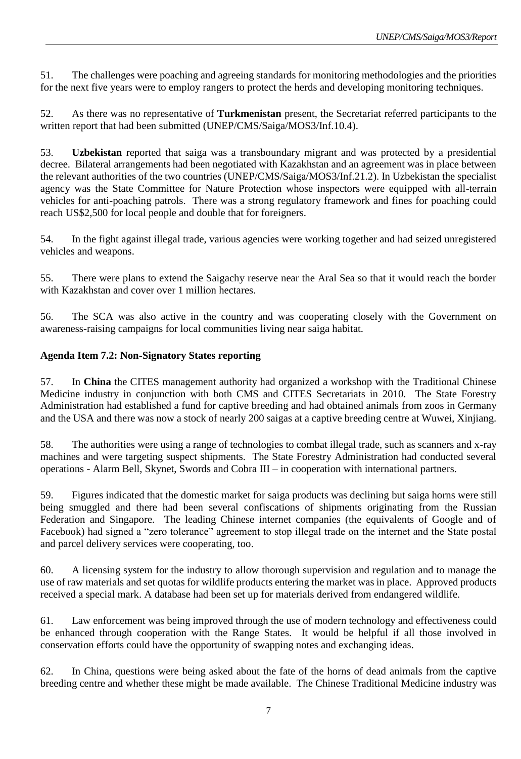51. The challenges were poaching and agreeing standards for monitoring methodologies and the priorities for the next five years were to employ rangers to protect the herds and developing monitoring techniques.

52. As there was no representative of **Turkmenistan** present, the Secretariat referred participants to the written report that had been submitted (UNEP/CMS/Saiga/MOS3/Inf.10.4).

53. **Uzbekistan** reported that saiga was a transboundary migrant and was protected by a presidential decree. Bilateral arrangements had been negotiated with Kazakhstan and an agreement was in place between the relevant authorities of the two countries (UNEP/CMS/Saiga/MOS3/Inf.21.2). In Uzbekistan the specialist agency was the State Committee for Nature Protection whose inspectors were equipped with all-terrain vehicles for anti-poaching patrols. There was a strong regulatory framework and fines for poaching could reach US$2,500 for local people and double that for foreigners.

54. In the fight against illegal trade, various agencies were working together and had seized unregistered vehicles and weapons.

55. There were plans to extend the Saigachy reserve near the Aral Sea so that it would reach the border with Kazakhstan and cover over 1 million hectares.

56. The SCA was also active in the country and was cooperating closely with the Government on awareness-raising campaigns for local communities living near saiga habitat.

**Agenda Item 7.2: Non-Signatory States reporting**

57. In **China** the CITES management authority had organized a workshop with the Traditional Chinese Medicine industry in conjunction with both CMS and CITES Secretariats in 2010. The State Forestry Administration had established a fund for captive breeding and had obtained animals from zoos in Germany and the USA and there was now a stock of nearly 200 saigas at a captive breeding centre at Wuwei, Xinjiang.

58. The authorities were using a range of technologies to combat illegal trade, such as scanners and x-ray machines and were targeting suspect shipments. The State Forestry Administration had conducted several operations - Alarm Bell, Skynet, Swords and Cobra III – in cooperation with international partners.

59. Figures indicated that the domestic market for saiga products was declining but saiga horns were still being smuggled and there had been several confiscations of shipments originating from the Russian Federation and Singapore. The leading Chinese internet companies (the equivalents of Google and of Facebook) had signed a "zero tolerance" agreement to stop illegal trade on the internet and the State postal and parcel delivery services were cooperating, too.

60. A licensing system for the industry to allow thorough supervision and regulation and to manage the use of raw materials and set quotas for wildlife products entering the market was in place. Approved products received a special mark. A database had been set up for materials derived from endangered wildlife.

61. Law enforcement was being improved through the use of modern technology and effectiveness could be enhanced through cooperation with the Range States. It would be helpful if all those involved in conservation efforts could have the opportunity of swapping notes and exchanging ideas.

62. In China, questions were being asked about the fate of the horns of dead animals from the captive breeding centre and whether these might be made available. The Chinese Traditional Medicine industry was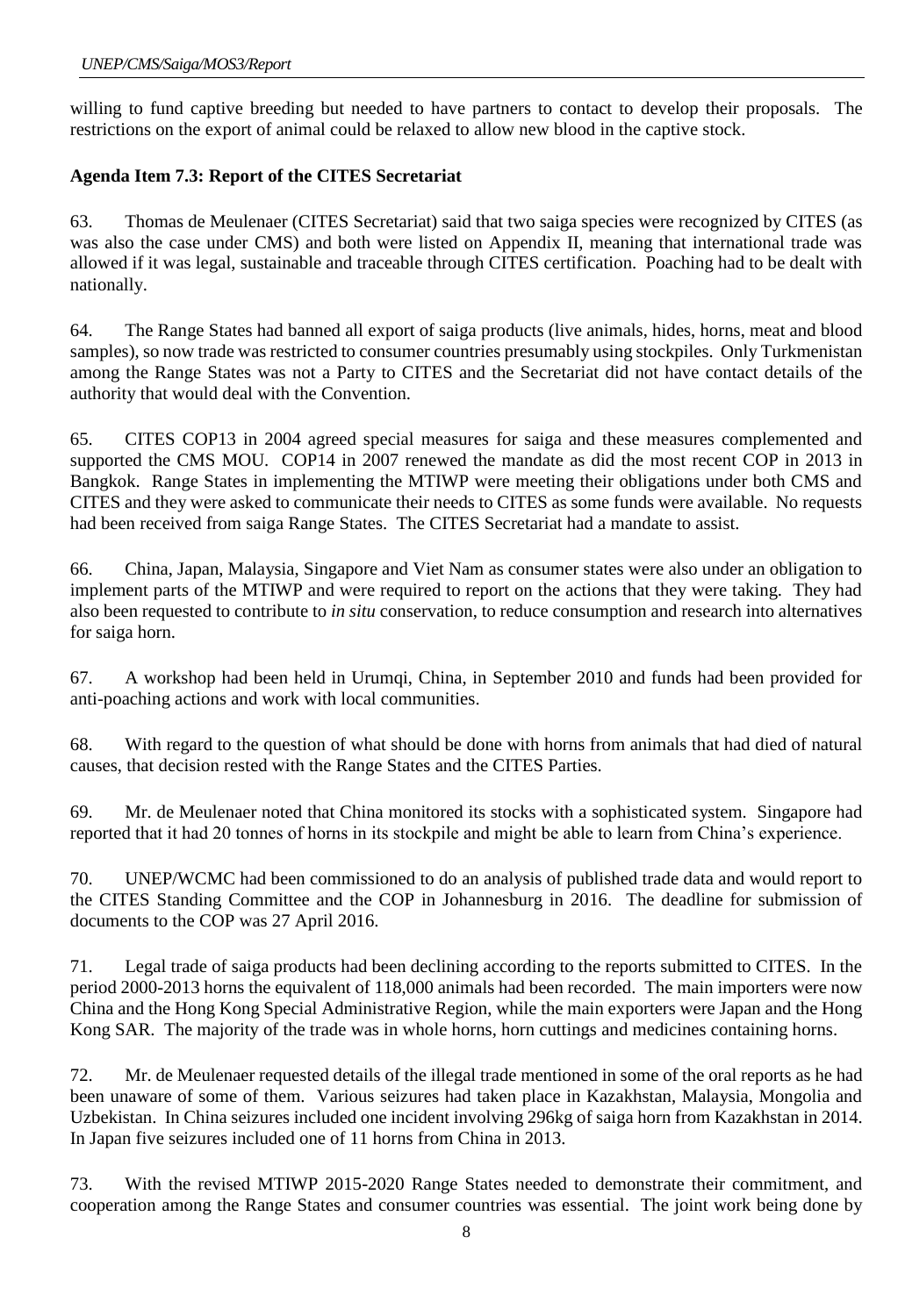willing to fund captive breeding but needed to have partners to contact to develop their proposals. The restrictions on the export of animal could be relaxed to allow new blood in the captive stock.

**Agenda Item 7.3: Report of the CITES Secretariat**

63. Thomas de Meulenaer (CITES Secretariat) said that two saiga species were recognized by CITES (as was also the case under CMS) and both were listed on Appendix II, meaning that international trade was allowed if it was legal, sustainable and traceable through CITES certification. Poaching had to be dealt with nationally.

64. The Range States had banned all export of saiga products (live animals, hides, horns, meat and blood samples), so now trade was restricted to consumer countries presumably using stockpiles. Only Turkmenistan among the Range States was not a Party to CITES and the Secretariat did not have contact details of the authority that would deal with the Convention.

65. CITES COP13 in 2004 agreed special measures for saiga and these measures complemented and supported the CMS MOU. COP14 in 2007 renewed the mandate as did the most recent COP in 2013 in Bangkok. Range States in implementing the MTIWP were meeting their obligations under both CMS and CITES and they were asked to communicate their needs to CITES as some funds were available. No requests had been received from saiga Range States. The CITES Secretariat had a mandate to assist.

66. China, Japan, Malaysia, Singapore and Viet Nam as consumer states were also under an obligation to implement parts of the MTIWP and were required to report on the actions that they were taking. They had also been requested to contribute to *in situ* conservation, to reduce consumption and research into alternatives for saiga horn.

67. A workshop had been held in Urumqi, China, in September 2010 and funds had been provided for anti-poaching actions and work with local communities.

68. With regard to the question of what should be done with horns from animals that had died of natural causes, that decision rested with the Range States and the CITES Parties.

69. Mr. de Meulenaer noted that China monitored its stocks with a sophisticated system. Singapore had reported that it had 20 tonnes of horns in its stockpile and might be able to learn from China's experience.

70. UNEP/WCMC had been commissioned to do an analysis of published trade data and would report to the CITES Standing Committee and the COP in Johannesburg in 2016. The deadline for submission of documents to the COP was 27 April 2016.

71. Legal trade of saiga products had been declining according to the reports submitted to CITES. In the period 2000-2013 horns the equivalent of 118,000 animals had been recorded. The main importers were now China and the Hong Kong Special Administrative Region, while the main exporters were Japan and the Hong Kong SAR. The majority of the trade was in whole horns, horn cuttings and medicines containing horns.

72. Mr. de Meulenaer requested details of the illegal trade mentioned in some of the oral reports as he had been unaware of some of them. Various seizures had taken place in Kazakhstan, Malaysia, Mongolia and Uzbekistan. In China seizures included one incident involving 296kg of saiga horn from Kazakhstan in 2014. In Japan five seizures included one of 11 horns from China in 2013.

73. With the revised MTIWP 2015-2020 Range States needed to demonstrate their commitment, and cooperation among the Range States and consumer countries was essential. The joint work being done by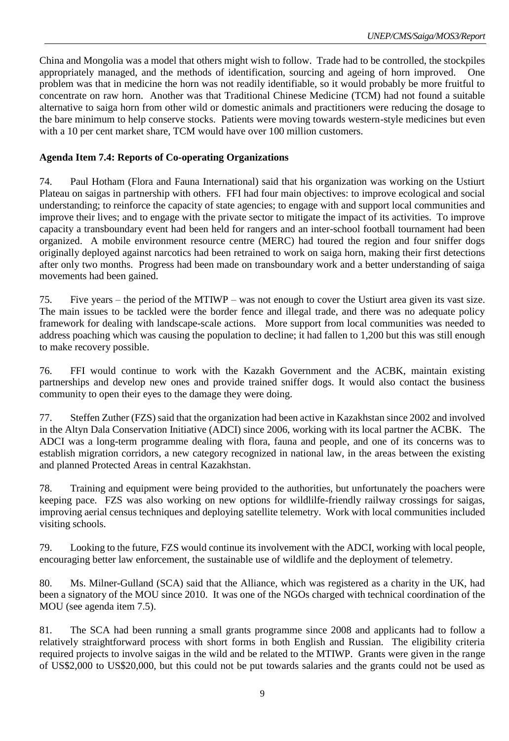China and Mongolia was a model that others might wish to follow. Trade had to be controlled, the stockpiles appropriately managed, and the methods of identification, sourcing and ageing of horn improved. One problem was that in medicine the horn was not readily identifiable, so it would probably be more fruitful to concentrate on raw horn. Another was that Traditional Chinese Medicine (TCM) had not found a suitable alternative to saiga horn from other wild or domestic animals and practitioners were reducing the dosage to the bare minimum to help conserve stocks. Patients were moving towards western-style medicines but even with a 10 per cent market share, TCM would have over 100 million customers.

**Agenda Item 7.4: Reports of Co-operating Organizations**

74. Paul Hotham (Flora and Fauna International) said that his organization was working on the Ustiurt Plateau on saigas in partnership with others. FFI had four main objectives: to improve ecological and social understanding; to reinforce the capacity of state agencies; to engage with and support local communities and improve their lives; and to engage with the private sector to mitigate the impact of its activities. To improve capacity a transboundary event had been held for rangers and an inter-school football tournament had been organized. A mobile environment resource centre (MERC) had toured the region and four sniffer dogs originally deployed against narcotics had been retrained to work on saiga horn, making their first detections after only two months. Progress had been made on transboundary work and a better understanding of saiga movements had been gained.

75. Five years – the period of the MTIWP – was not enough to cover the Ustiurt area given its vast size. The main issues to be tackled were the border fence and illegal trade, and there was no adequate policy framework for dealing with landscape-scale actions. More support from local communities was needed to address poaching which was causing the population to decline; it had fallen to 1,200 but this was still enough to make recovery possible.

76. FFI would continue to work with the Kazakh Government and the ACBK, maintain existing partnerships and develop new ones and provide trained sniffer dogs. It would also contact the business community to open their eyes to the damage they were doing.

77. Steffen Zuther (FZS) said that the organization had been active in Kazakhstan since 2002 and involved in the Altyn Dala Conservation Initiative (ADCI) since 2006, working with its local partner the ACBK. The ADCI was a long-term programme dealing with flora, fauna and people, and one of its concerns was to establish migration corridors, a new category recognized in national law, in the areas between the existing and planned Protected Areas in central Kazakhstan.

78. Training and equipment were being provided to the authorities, but unfortunately the poachers were keeping pace. FZS was also working on new options for wildlilfe-friendly railway crossings for saigas, improving aerial census techniques and deploying satellite telemetry. Work with local communities included visiting schools.

79. Looking to the future, FZS would continue its involvement with the ADCI, working with local people, encouraging better law enforcement, the sustainable use of wildlife and the deployment of telemetry.

80. Ms. Milner-Gulland (SCA) said that the Alliance, which was registered as a charity in the UK, had been a signatory of the MOU since 2010. It was one of the NGOs charged with technical coordination of the MOU (see agenda item 7.5).

81. The SCA had been running a small grants programme since 2008 and applicants had to follow a relatively straightforward process with short forms in both English and Russian. The eligibility criteria required projects to involve saigas in the wild and be related to the MTIWP. Grants were given in the range of US$2,000 to US$20,000, but this could not be put towards salaries and the grants could not be used as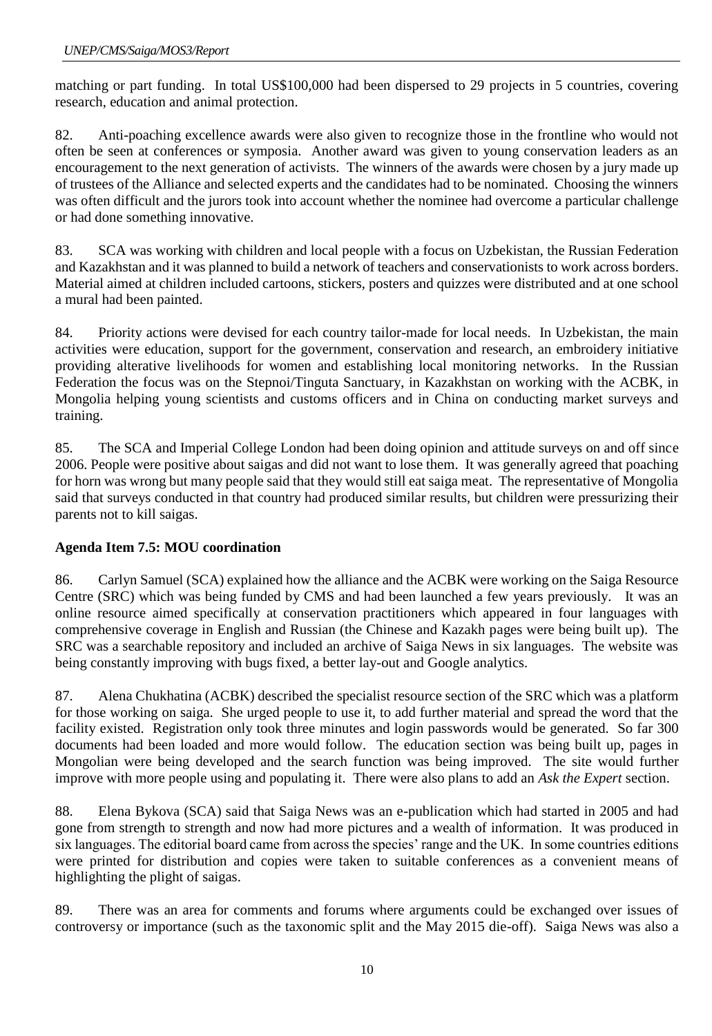matching or part funding. In total US$100,000 had been dispersed to 29 projects in 5 countries, covering research, education and animal protection.

82. Anti-poaching excellence awards were also given to recognize those in the frontline who would not often be seen at conferences or symposia. Another award was given to young conservation leaders as an encouragement to the next generation of activists. The winners of the awards were chosen by a jury made up of trustees of the Alliance and selected experts and the candidates had to be nominated. Choosing the winners was often difficult and the jurors took into account whether the nominee had overcome a particular challenge or had done something innovative.

83. SCA was working with children and local people with a focus on Uzbekistan, the Russian Federation and Kazakhstan and it was planned to build a network of teachers and conservationists to work across borders. Material aimed at children included cartoons, stickers, posters and quizzes were distributed and at one school a mural had been painted.

84. Priority actions were devised for each country tailor-made for local needs. In Uzbekistan, the main activities were education, support for the government, conservation and research, an embroidery initiative providing alterative livelihoods for women and establishing local monitoring networks. In the Russian Federation the focus was on the Stepnoi/Tinguta Sanctuary, in Kazakhstan on working with the ACBK, in Mongolia helping young scientists and customs officers and in China on conducting market surveys and training.

85. The SCA and Imperial College London had been doing opinion and attitude surveys on and off since 2006. People were positive about saigas and did not want to lose them. It was generally agreed that poaching for horn was wrong but many people said that they would still eat saiga meat. The representative of Mongolia said that surveys conducted in that country had produced similar results, but children were pressurizing their parents not to kill saigas.

**Agenda Item 7.5: MOU coordination**

86. Carlyn Samuel (SCA) explained how the alliance and the ACBK were working on the Saiga Resource Centre (SRC) which was being funded by CMS and had been launched a few years previously. It was an online resource aimed specifically at conservation practitioners which appeared in four languages with comprehensive coverage in English and Russian (the Chinese and Kazakh pages were being built up). The SRC was a searchable repository and included an archive of Saiga News in six languages. The website was being constantly improving with bugs fixed, a better lay-out and Google analytics.

87. Alena Chukhatina (ACBK) described the specialist resource section of the SRC which was a platform for those working on saiga. She urged people to use it, to add further material and spread the word that the facility existed. Registration only took three minutes and login passwords would be generated. So far 300 documents had been loaded and more would follow. The education section was being built up, pages in Mongolian were being developed and the search function was being improved. The site would further improve with more people using and populating it. There were also plans to add an *Ask the Expert* section.

88. Elena Bykova (SCA) said that Saiga News was an e-publication which had started in 2005 and had gone from strength to strength and now had more pictures and a wealth of information. It was produced in six languages. The editorial board came from across the species' range and the UK. In some countries editions were printed for distribution and copies were taken to suitable conferences as a convenient means of highlighting the plight of saigas.

89. There was an area for comments and forums where arguments could be exchanged over issues of controversy or importance (such as the taxonomic split and the May 2015 die-off). Saiga News was also a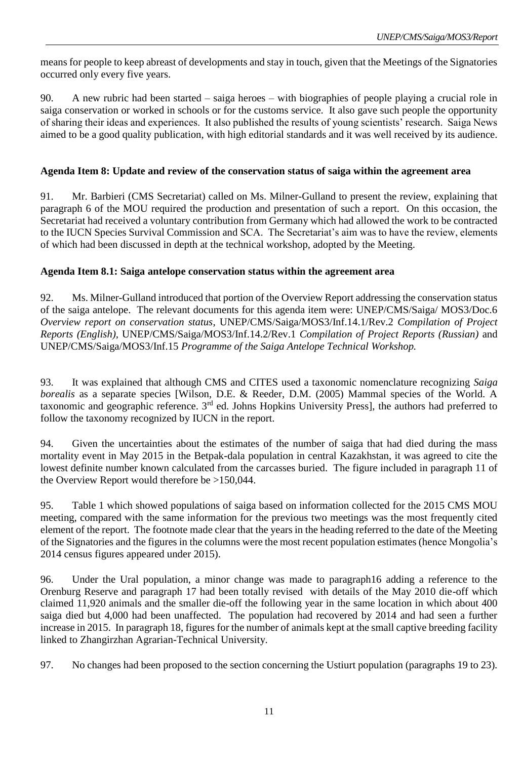means for people to keep abreast of developments and stay in touch, given that the Meetings of the Signatories occurred only every five years.

90. A new rubric had been started – saiga heroes – with biographies of people playing a crucial role in saiga conservation or worked in schools or for the customs service. It also gave such people the opportunity of sharing their ideas and experiences. It also published the results of young scientists' research. Saiga News aimed to be a good quality publication, with high editorial standards and it was well received by its audience.

**Agenda Item 8: Update and review of the conservation status of saiga within the agreement area**

91. Mr. Barbieri (CMS Secretariat) called on Ms. Milner-Gulland to present the review, explaining that paragraph 6 of the MOU required the production and presentation of such a report. On this occasion, the Secretariat had received a voluntary contribution from Germany which had allowed the work to be contracted to the IUCN Species Survival Commission and SCA. The Secretariat's aim was to have the review, elements of which had been discussed in depth at the technical workshop, adopted by the Meeting.

**Agenda Item 8.1: Saiga antelope conservation status within the agreement area**

92. Ms. Milner-Gulland introduced that portion of the Overview Report addressing the conservation status of the saiga antelope. The relevant documents for this agenda item were: UNEP/CMS/Saiga/ MOS3/Doc.6 *Overview report on conservation status*, UNEP/CMS/Saiga/MOS3/Inf.14.1/Rev.2 *Compilation of Project Reports (English),* UNEP/CMS/Saiga/MOS3/Inf.14.2/Rev.1 *Compilation of Project Reports (Russian)* and UNEP/CMS/Saiga/MOS3/Inf.15 *Programme of the Saiga Antelope Technical Workshop.*

93. It was explained that although CMS and CITES used a taxonomic nomenclature recognizing *Saiga borealis* as a separate species [Wilson, D.E. & Reeder, D.M. (2005) Mammal species of the World. A taxonomic and geographic reference. 3rd ed. Johns Hopkins University Press], the authors had preferred to follow the taxonomy recognized by IUCN in the report.

94. Given the uncertainties about the estimates of the number of saiga that had died during the mass mortality event in May 2015 in the Betpak-dala population in central Kazakhstan, it was agreed to cite the lowest definite number known calculated from the carcasses buried. The figure included in paragraph 11 of the Overview Report would therefore be >150,044.

95. Table 1 which showed populations of saiga based on information collected for the 2015 CMS MOU meeting, compared with the same information for the previous two meetings was the most frequently cited element of the report. The footnote made clear that the years in the heading referred to the date of the Meeting of the Signatories and the figures in the columns were the most recent population estimates (hence Mongolia's 2014 census figures appeared under 2015).

96. Under the Ural population, a minor change was made to paragraph16 adding a reference to the Orenburg Reserve and paragraph 17 had been totally revised with details of the May 2010 die-off which claimed 11,920 animals and the smaller die-off the following year in the same location in which about 400 saiga died but 4,000 had been unaffected. The population had recovered by 2014 and had seen a further increase in 2015. In paragraph 18, figures for the number of animals kept at the small captive breeding facility linked to Zhangirzhan Agrarian-Technical University.

97. No changes had been proposed to the section concerning the Ustiurt population (paragraphs 19 to 23).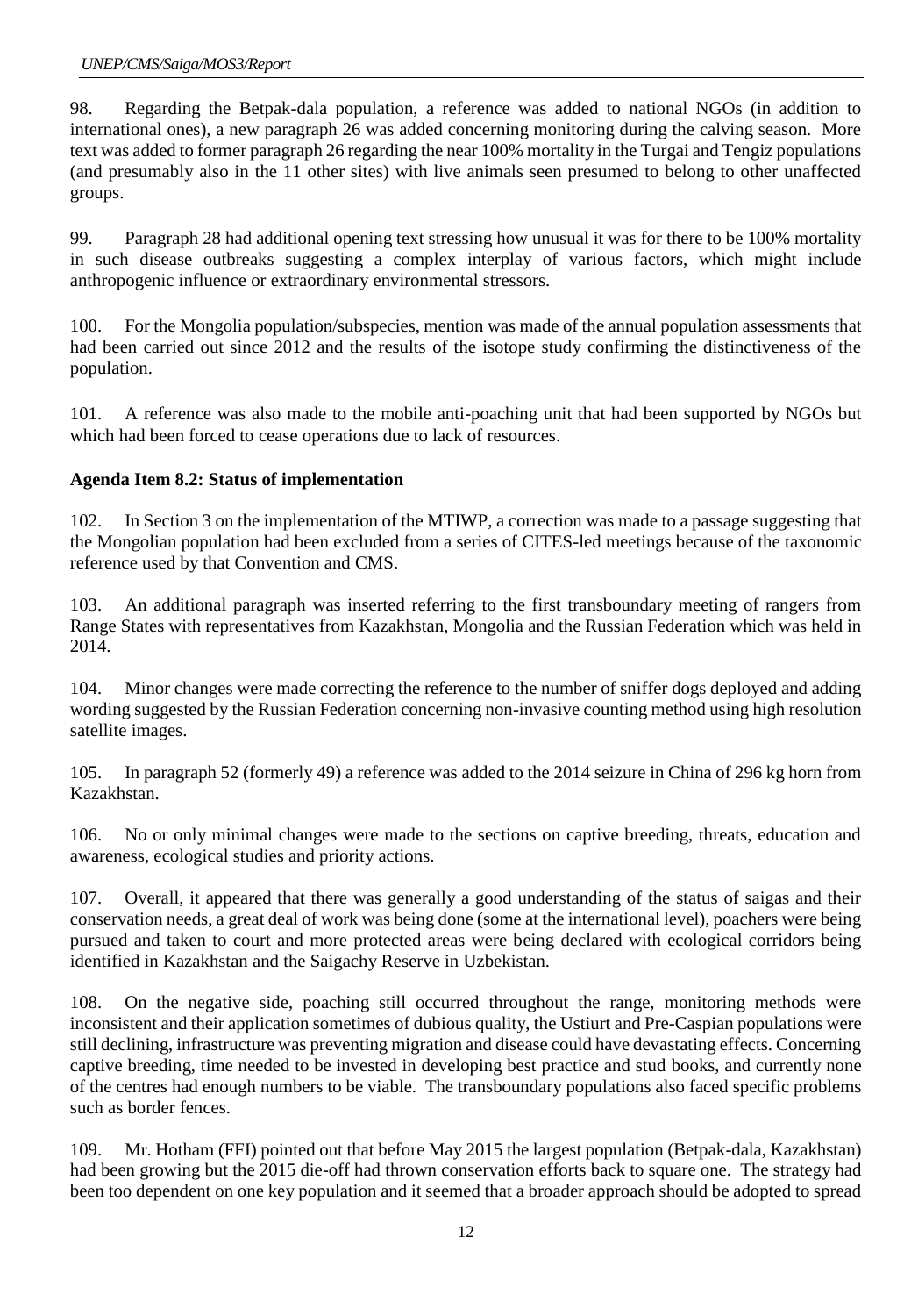98. Regarding the Betpak-dala population, a reference was added to national NGOs (in addition to international ones), a new paragraph 26 was added concerning monitoring during the calving season. More text was added to former paragraph 26 regarding the near 100% mortality in the Turgai and Tengiz populations (and presumably also in the 11 other sites) with live animals seen presumed to belong to other unaffected groups.

99. Paragraph 28 had additional opening text stressing how unusual it was for there to be 100% mortality in such disease outbreaks suggesting a complex interplay of various factors, which might include anthropogenic influence or extraordinary environmental stressors.

100. For the Mongolia population/subspecies, mention was made of the annual population assessments that had been carried out since 2012 and the results of the isotope study confirming the distinctiveness of the population.

101. A reference was also made to the mobile anti-poaching unit that had been supported by NGOs but which had been forced to cease operations due to lack of resources.

**Agenda Item 8.2: Status of implementation**

102. In Section 3 on the implementation of the MTIWP, a correction was made to a passage suggesting that the Mongolian population had been excluded from a series of CITES-led meetings because of the taxonomic reference used by that Convention and CMS.

103. An additional paragraph was inserted referring to the first transboundary meeting of rangers from Range States with representatives from Kazakhstan, Mongolia and the Russian Federation which was held in 2014.

104. Minor changes were made correcting the reference to the number of sniffer dogs deployed and adding wording suggested by the Russian Federation concerning non-invasive counting method using high resolution satellite images.

105. In paragraph 52 (formerly 49) a reference was added to the 2014 seizure in China of 296 kg horn from Kazakhstan.

106. No or only minimal changes were made to the sections on captive breeding, threats, education and awareness, ecological studies and priority actions.

107. Overall, it appeared that there was generally a good understanding of the status of saigas and their conservation needs, a great deal of work was being done (some at the international level), poachers were being pursued and taken to court and more protected areas were being declared with ecological corridors being identified in Kazakhstan and the Saigachy Reserve in Uzbekistan.

108. On the negative side, poaching still occurred throughout the range, monitoring methods were inconsistent and their application sometimes of dubious quality, the Ustiurt and Pre-Caspian populations were still declining, infrastructure was preventing migration and disease could have devastating effects. Concerning captive breeding, time needed to be invested in developing best practice and stud books, and currently none of the centres had enough numbers to be viable. The transboundary populations also faced specific problems such as border fences.

109. Mr. Hotham (FFI) pointed out that before May 2015 the largest population (Betpak-dala, Kazakhstan) had been growing but the 2015 die-off had thrown conservation efforts back to square one. The strategy had been too dependent on one key population and it seemed that a broader approach should be adopted to spread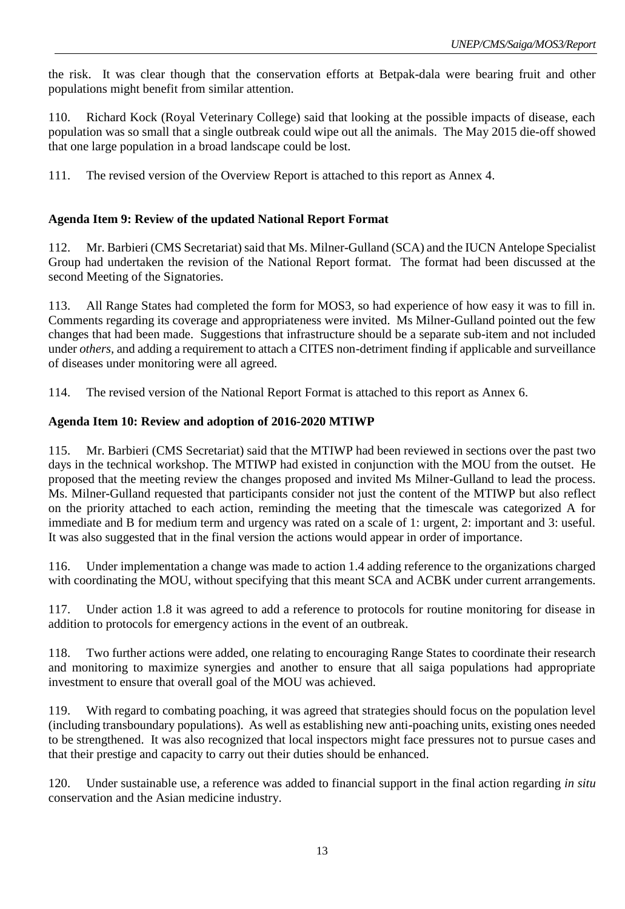the risk. It was clear though that the conservation efforts at Betpak-dala were bearing fruit and other populations might benefit from similar attention.

110. Richard Kock (Royal Veterinary College) said that looking at the possible impacts of disease, each population was so small that a single outbreak could wipe out all the animals. The May 2015 die-off showed that one large population in a broad landscape could be lost.

111. The revised version of the Overview Report is attached to this report as Annex 4.

**Agenda Item 9: Review of the updated National Report Format**

112. Mr. Barbieri (CMS Secretariat) said that Ms. Milner-Gulland (SCA) and the IUCN Antelope Specialist Group had undertaken the revision of the National Report format. The format had been discussed at the second Meeting of the Signatories.

113. All Range States had completed the form for MOS3, so had experience of how easy it was to fill in. Comments regarding its coverage and appropriateness were invited. Ms Milner-Gulland pointed out the few changes that had been made. Suggestions that infrastructure should be a separate sub-item and not included under *others*, and adding a requirement to attach a CITES non-detriment finding if applicable and surveillance of diseases under monitoring were all agreed.

114. The revised version of the National Report Format is attached to this report as Annex 6.

**Agenda Item 10: Review and adoption of 2016-2020 MTIWP**

115. Mr. Barbieri (CMS Secretariat) said that the MTIWP had been reviewed in sections over the past two days in the technical workshop. The MTIWP had existed in conjunction with the MOU from the outset. He proposed that the meeting review the changes proposed and invited Ms Milner-Gulland to lead the process. Ms. Milner-Gulland requested that participants consider not just the content of the MTIWP but also reflect on the priority attached to each action, reminding the meeting that the timescale was categorized A for immediate and B for medium term and urgency was rated on a scale of 1: urgent, 2: important and 3: useful. It was also suggested that in the final version the actions would appear in order of importance.

116. Under implementation a change was made to action 1.4 adding reference to the organizations charged with coordinating the MOU, without specifying that this meant SCA and ACBK under current arrangements.

117. Under action 1.8 it was agreed to add a reference to protocols for routine monitoring for disease in addition to protocols for emergency actions in the event of an outbreak.

118. Two further actions were added, one relating to encouraging Range States to coordinate their research and monitoring to maximize synergies and another to ensure that all saiga populations had appropriate investment to ensure that overall goal of the MOU was achieved.

119. With regard to combating poaching, it was agreed that strategies should focus on the population level (including transboundary populations). As well as establishing new anti-poaching units, existing ones needed to be strengthened. It was also recognized that local inspectors might face pressures not to pursue cases and that their prestige and capacity to carry out their duties should be enhanced.

120. Under sustainable use, a reference was added to financial support in the final action regarding *in situ* conservation and the Asian medicine industry.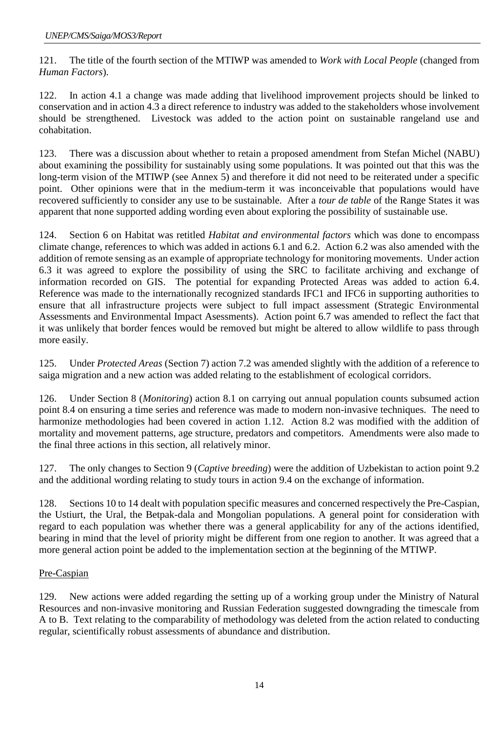121. The title of the fourth section of the MTIWP was amended to *Work with Local People* (changed from *Human Factors*).

122. In action 4.1 a change was made adding that livelihood improvement projects should be linked to conservation and in action 4.3 a direct reference to industry was added to the stakeholders whose involvement should be strengthened. Livestock was added to the action point on sustainable rangeland use and cohabitation.

123. There was a discussion about whether to retain a proposed amendment from Stefan Michel (NABU) about examining the possibility for sustainably using some populations. It was pointed out that this was the long-term vision of the MTIWP (see Annex 5) and therefore it did not need to be reiterated under a specific point. Other opinions were that in the medium-term it was inconceivable that populations would have recovered sufficiently to consider any use to be sustainable. After a *tour de table* of the Range States it was apparent that none supported adding wording even about exploring the possibility of sustainable use.

124. Section 6 on Habitat was retitled *Habitat and environmental factors* which was done to encompass climate change, references to which was added in actions 6.1 and 6.2. Action 6.2 was also amended with the addition of remote sensing as an example of appropriate technology for monitoring movements. Under action 6.3 it was agreed to explore the possibility of using the SRC to facilitate archiving and exchange of information recorded on GIS. The potential for expanding Protected Areas was added to action 6.4. Reference was made to the internationally recognized standards IFC1 and IFC6 in supporting authorities to ensure that all infrastructure projects were subject to full impact assessment (Strategic Environmental Assessments and Environmental Impact Asessments). Action point 6.7 was amended to reflect the fact that it was unlikely that border fences would be removed but might be altered to allow wildlife to pass through more easily.

125. Under *Protected Areas* (Section 7) action 7.2 was amended slightly with the addition of a reference to saiga migration and a new action was added relating to the establishment of ecological corridors.

126. Under Section 8 (*Monitoring*) action 8.1 on carrying out annual population counts subsumed action point 8.4 on ensuring a time series and reference was made to modern non-invasive techniques. The need to harmonize methodologies had been covered in action 1.12. Action 8.2 was modified with the addition of mortality and movement patterns, age structure, predators and competitors. Amendments were also made to the final three actions in this section, all relatively minor.

127. The only changes to Section 9 (*Captive breeding*) were the addition of Uzbekistan to action point 9.2 and the additional wording relating to study tours in action 9.4 on the exchange of information.

128. Sections 10 to 14 dealt with population specific measures and concerned respectively the Pre-Caspian, the Ustiurt, the Ural, the Betpak-dala and Mongolian populations. A general point for consideration with regard to each population was whether there was a general applicability for any of the actions identified, bearing in mind that the level of priority might be different from one region to another. It was agreed that a more general action point be added to the implementation section at the beginning of the MTIWP.

Pre-Caspian

129. New actions were added regarding the setting up of a working group under the Ministry of Natural Resources and non-invasive monitoring and Russian Federation suggested downgrading the timescale from A to B. Text relating to the comparability of methodology was deleted from the action related to conducting regular, scientifically robust assessments of abundance and distribution.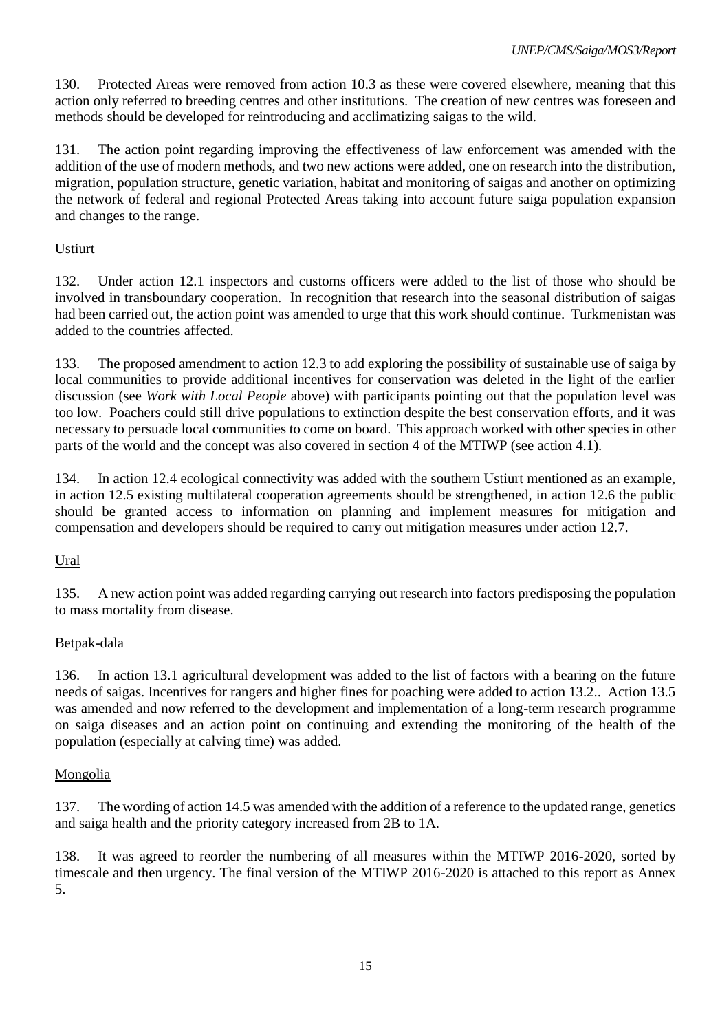130. Protected Areas were removed from action 10.3 as these were covered elsewhere, meaning that this action only referred to breeding centres and other institutions. The creation of new centres was foreseen and methods should be developed for reintroducing and acclimatizing saigas to the wild.

131. The action point regarding improving the effectiveness of law enforcement was amended with the addition of the use of modern methods, and two new actions were added, one on research into the distribution, migration, population structure, genetic variation, habitat and monitoring of saigas and another on optimizing the network of federal and regional Protected Areas taking into account future saiga population expansion and changes to the range.

Ustiurt

132. Under action 12.1 inspectors and customs officers were added to the list of those who should be involved in transboundary cooperation. In recognition that research into the seasonal distribution of saigas had been carried out, the action point was amended to urge that this work should continue. Turkmenistan was added to the countries affected.

133. The proposed amendment to action 12.3 to add exploring the possibility of sustainable use of saiga by local communities to provide additional incentives for conservation was deleted in the light of the earlier discussion (see *Work with Local People* above) with participants pointing out that the population level was too low. Poachers could still drive populations to extinction despite the best conservation efforts, and it was necessary to persuade local communities to come on board. This approach worked with other species in other parts of the world and the concept was also covered in section 4 of the MTIWP (see action 4.1).

134. In action 12.4 ecological connectivity was added with the southern Ustiurt mentioned as an example, in action 12.5 existing multilateral cooperation agreements should be strengthened, in action 12.6 the public should be granted access to information on planning and implement measures for mitigation and compensation and developers should be required to carry out mitigation measures under action 12.7.

Ural

135. A new action point was added regarding carrying out research into factors predisposing the population to mass mortality from disease.

Betpak-dala

136. In action 13.1 agricultural development was added to the list of factors with a bearing on the future needs of saigas. Incentives for rangers and higher fines for poaching were added to action 13.2.. Action 13.5 was amended and now referred to the development and implementation of a long-term research programme on saiga diseases and an action point on continuing and extending the monitoring of the health of the population (especially at calving time) was added.

Mongolia

137. The wording of action 14.5 was amended with the addition of a reference to the updated range, genetics and saiga health and the priority category increased from 2B to 1A.

138. It was agreed to reorder the numbering of all measures within the MTIWP 2016-2020, sorted by timescale and then urgency. The final version of the MTIWP 2016-2020 is attached to this report as Annex 5.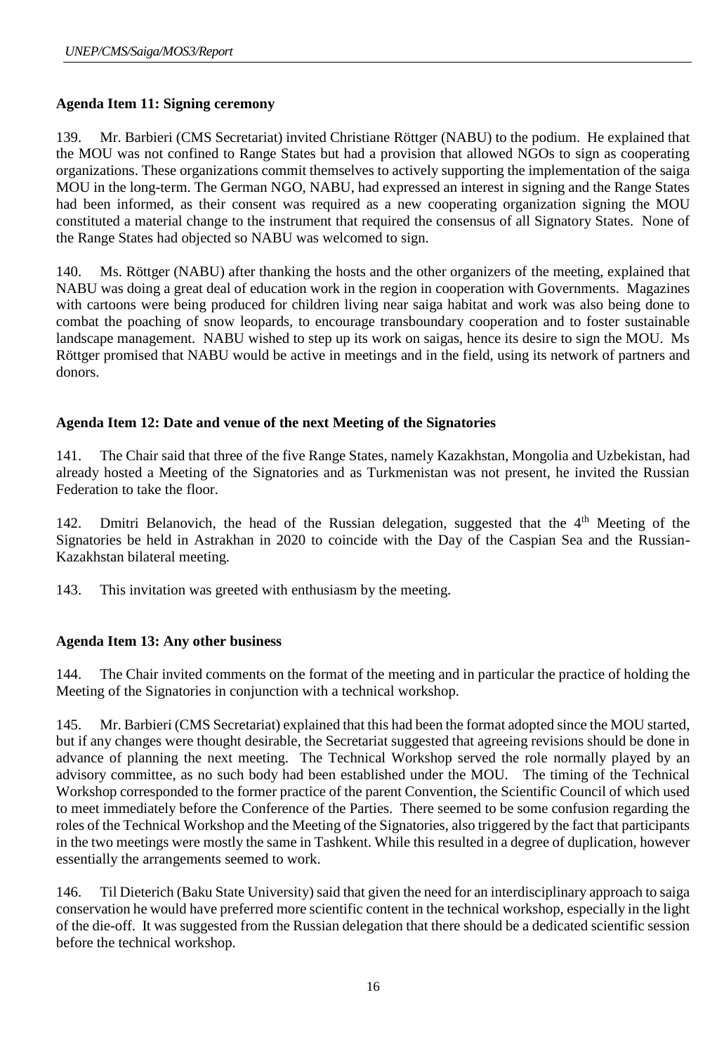**Agenda Item 11: Signing ceremony**

139. Mr. Barbieri (CMS Secretariat) invited Christiane Röttger (NABU) to the podium. He explained that the MOU was not confined to Range States but had a provision that allowed NGOs to sign as cooperating organizations. These organizations commit themselves to actively supporting the implementation of the saiga MOU in the long-term. The German NGO, NABU, had expressed an interest in signing and the Range States had been informed, as their consent was required as a new cooperating organization signing the MOU constituted a material change to the instrument that required the consensus of all Signatory States. None of the Range States had objected so NABU was welcomed to sign.

140. Ms. Röttger (NABU) after thanking the hosts and the other organizers of the meeting, explained that NABU was doing a great deal of education work in the region in cooperation with Governments. Magazines with cartoons were being produced for children living near saiga habitat and work was also being done to combat the poaching of snow leopards, to encourage transboundary cooperation and to foster sustainable landscape management. NABU wished to step up its work on saigas, hence its desire to sign the MOU. Ms Röttger promised that NABU would be active in meetings and in the field, using its network of partners and donors.

**Agenda Item 12: Date and venue of the next Meeting of the Signatories**

141. The Chair said that three of the five Range States, namely Kazakhstan, Mongolia and Uzbekistan, had already hosted a Meeting of the Signatories and as Turkmenistan was not present, he invited the Russian Federation to take the floor.

142. Dmitri Belanovich, the head of the Russian delegation, suggested that the 4th Meeting of the Signatories be held in Astrakhan in 2020 to coincide with the Day of the Caspian Sea and the Russian-Kazakhstan bilateral meeting.

143. This invitation was greeted with enthusiasm by the meeting.

**Agenda Item 13: Any other business**

144. The Chair invited comments on the format of the meeting and in particular the practice of holding the Meeting of the Signatories in conjunction with a technical workshop.

145. Mr. Barbieri (CMS Secretariat) explained that this had been the format adopted since the MOU started, but if any changes were thought desirable, the Secretariat suggested that agreeing revisions should be done in advance of planning the next meeting. The Technical Workshop served the role normally played by an advisory committee, as no such body had been established under the MOU. The timing of the Technical Workshop corresponded to the former practice of the parent Convention, the Scientific Council of which used to meet immediately before the Conference of the Parties. There seemed to be some confusion regarding the roles of the Technical Workshop and the Meeting of the Signatories, also triggered by the fact that participants in the two meetings were mostly the same in Tashkent. While this resulted in a degree of duplication, however essentially the arrangements seemed to work.

146. Til Dieterich (Baku State University) said that given the need for an interdisciplinary approach to saiga conservation he would have preferred more scientific content in the technical workshop, especially in the light of the die-off. It was suggested from the Russian delegation that there should be a dedicated scientific session before the technical workshop.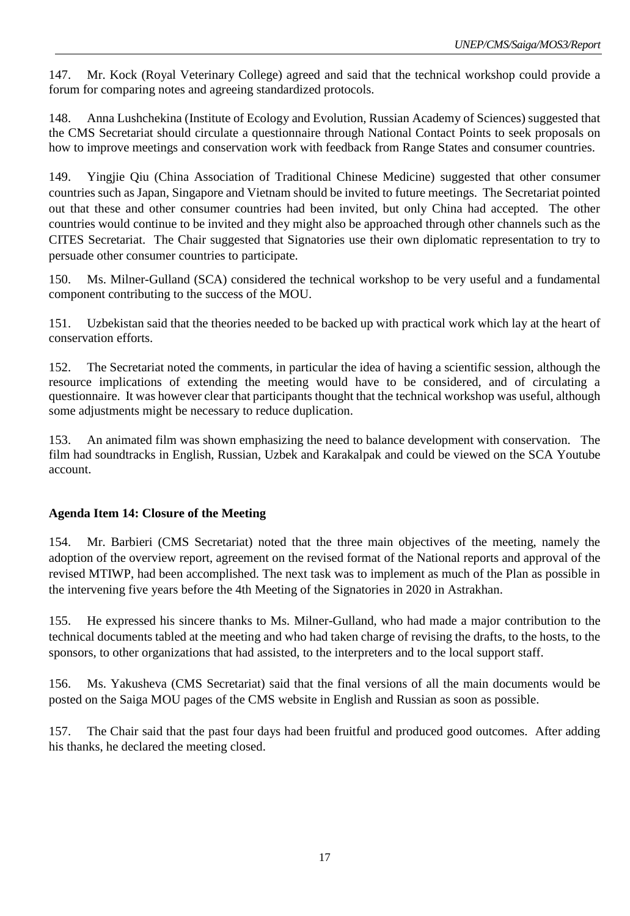147. Mr. Kock (Royal Veterinary College) agreed and said that the technical workshop could provide a forum for comparing notes and agreeing standardized protocols.

148. Anna Lushchekina (Institute of Ecology and Evolution, Russian Academy of Sciences) suggested that the CMS Secretariat should circulate a questionnaire through National Contact Points to seek proposals on how to improve meetings and conservation work with feedback from Range States and consumer countries.

149. Yingjie Qiu (China Association of Traditional Chinese Medicine) suggested that other consumer countries such as Japan, Singapore and Vietnam should be invited to future meetings. The Secretariat pointed out that these and other consumer countries had been invited, but only China had accepted. The other countries would continue to be invited and they might also be approached through other channels such as the CITES Secretariat. The Chair suggested that Signatories use their own diplomatic representation to try to persuade other consumer countries to participate.

150. Ms. Milner-Gulland (SCA) considered the technical workshop to be very useful and a fundamental component contributing to the success of the MOU.

151. Uzbekistan said that the theories needed to be backed up with practical work which lay at the heart of conservation efforts.

152. The Secretariat noted the comments, in particular the idea of having a scientific session, although the resource implications of extending the meeting would have to be considered, and of circulating a questionnaire. It was however clear that participants thought that the technical workshop was useful, although some adjustments might be necessary to reduce duplication.

153. An animated film was shown emphasizing the need to balance development with conservation. The film had soundtracks in English, Russian, Uzbek and Karakalpak and could be viewed on the SCA Youtube account.

**Agenda Item 14: Closure of the Meeting**

154. Mr. Barbieri (CMS Secretariat) noted that the three main objectives of the meeting, namely the adoption of the overview report, agreement on the revised format of the National reports and approval of the revised MTIWP, had been accomplished. The next task was to implement as much of the Plan as possible in the intervening five years before the 4th Meeting of the Signatories in 2020 in Astrakhan.

155. He expressed his sincere thanks to Ms. Milner-Gulland, who had made a major contribution to the technical documents tabled at the meeting and who had taken charge of revising the drafts, to the hosts, to the sponsors, to other organizations that had assisted, to the interpreters and to the local support staff.

156. Ms. Yakusheva (CMS Secretariat) said that the final versions of all the main documents would be posted on the Saiga MOU pages of the CMS website in English and Russian as soon as possible.

157. The Chair said that the past four days had been fruitful and produced good outcomes. After adding his thanks, he declared the meeting closed.